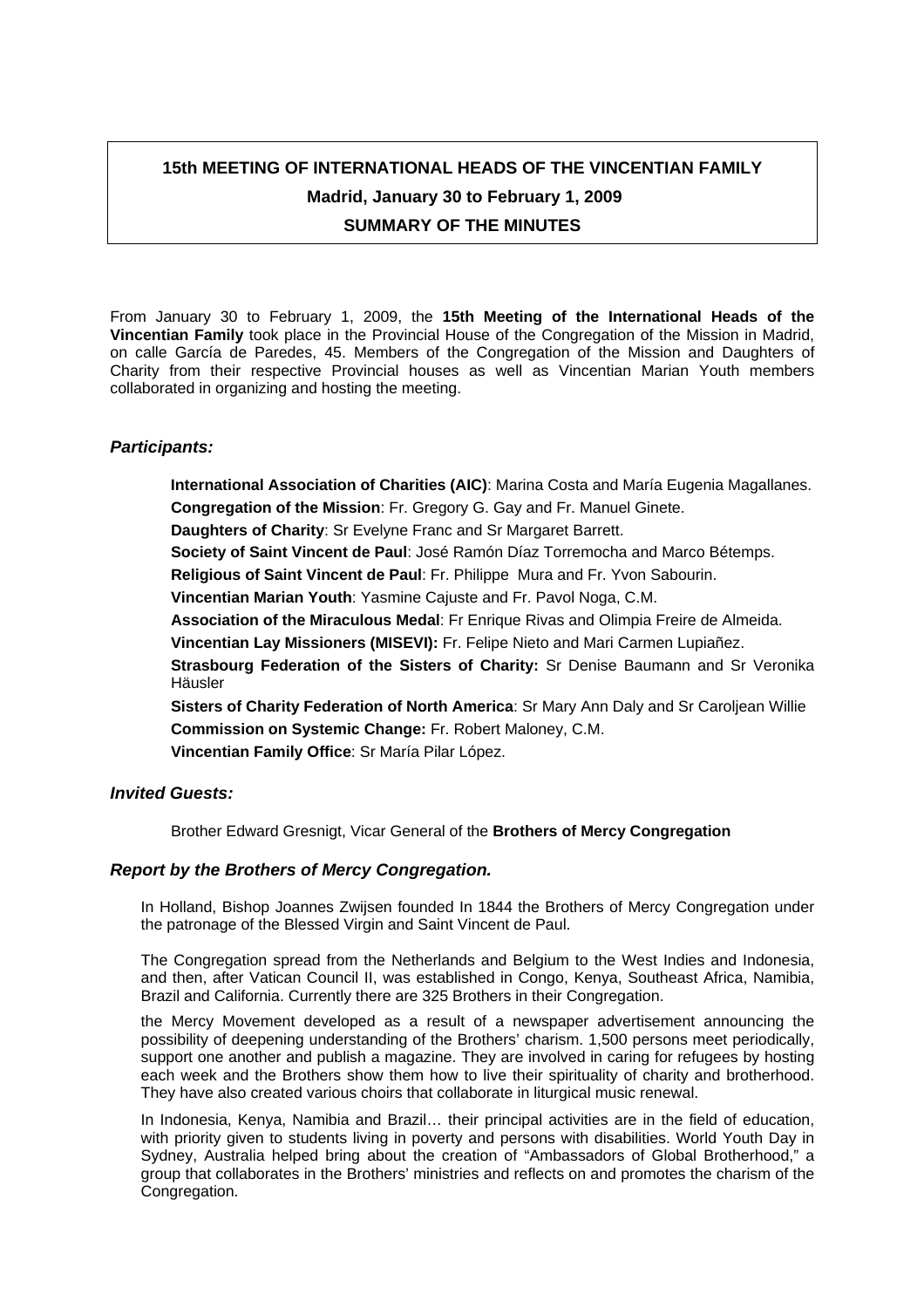# 15th MEETING OF INTERNATIONAL HEADS OF THE VINCENTIAN FAMILY

## Madrid, January 30 to February 1, 2009

## SUMMARY OF THE MINUTES

From January 30 to February 1, 2009, the **15th Meeting of the International Heads of the Vincentian Family** took place in the Provincial House of the Congregation of the Mission in Madrid, on calle García de Paredes, 45. Members of the Congregation of the Mission and Daughters of Charity from their respective Provincial houses as well as Vincentian Marian Youth members collaborated in organizing and hosting the meeting.

### *Participants:*

**International Association of Charities (AIC)**: Marina Costa and María Eugenia Magallanes.
**Congregation of the Mission**: Fr. Gregory G. Gay and Fr. Manuel Ginete.
**Daughters of Charity**: Sr Evelyne Franc and Sr Margaret Barrett.
**Society of Saint Vincent de Paul**: José Ramón Díaz Torremocha and Marco Bétemps.
**Religious of Saint Vincent de Paul**: Fr. Philippe Mura and Fr. Yvon Sabourin.
**Vincentian Marian Youth**: Yasmine Cajuste and Fr. Pavol Noga, C.M.
**Association of the Miraculous Medal**: Fr Enrique Rivas and Olimpia Freire de Almeida.
**Vincentian Lay Missioners (MISEVI):** Fr. Felipe Nieto and Mari Carmen Lupiañez.
**Strasbourg Federation of the Sisters of Charity:** Sr Denise Baumann and Sr Veronika Häusler
**Sisters of Charity Federation of North America**: Sr Mary Ann Daly and Sr Caroljean Willie
**Commission on Systemic Change:** Fr. Robert Maloney, C.M.
**Vincentian Family Office**: Sr María Pilar López.

### *Invited Guests:*

Brother Edward Gresnigt, Vicar General of the **Brothers of Mercy Congregation**

### *Report by the Brothers of Mercy Congregation.*

In Holland, Bishop Joannes Zwijsen founded In 1844 the Brothers of Mercy Congregation under the patronage of the Blessed Virgin and Saint Vincent de Paul.

The Congregation spread from the Netherlands and Belgium to the West Indies and Indonesia, and then, after Vatican Council II, was established in Congo, Kenya, Southeast Africa, Namibia, Brazil and California. Currently there are 325 Brothers in their Congregation.

the Mercy Movement developed as a result of a newspaper advertisement announcing the possibility of deepening understanding of the Brothers' charism. 1,500 persons meet periodically, support one another and publish a magazine. They are involved in caring for refugees by hosting each week and the Brothers show them how to live their spirituality of charity and brotherhood. They have also created various choirs that collaborate in liturgical music renewal.

In Indonesia, Kenya, Namibia and Brazil… their principal activities are in the field of education, with priority given to students living in poverty and persons with disabilities. World Youth Day in Sydney, Australia helped bring about the creation of "Ambassadors of Global Brotherhood," a group that collaborates in the Brothers' ministries and reflects on and promotes the charism of the Congregation.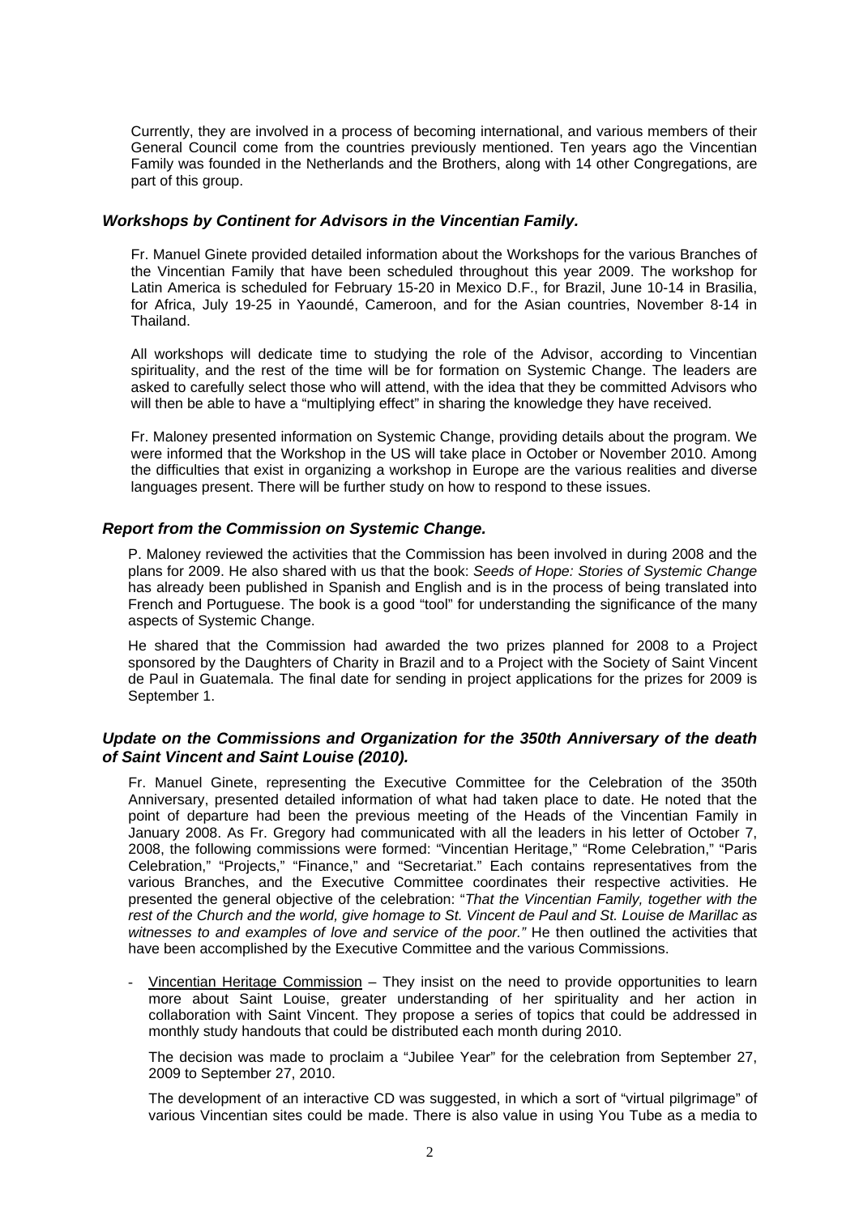Currently, they are involved in a process of becoming international, and various members of their General Council come from the countries previously mentioned. Ten years ago the Vincentian Family was founded in the Netherlands and the Brothers, along with 14 other Congregations, are part of this group.

### *Workshops by Continent for Advisors in the Vincentian Family.*

Fr. Manuel Ginete provided detailed information about the Workshops for the various Branches of the Vincentian Family that have been scheduled throughout this year 2009. The workshop for Latin America is scheduled for February 15-20 in Mexico D.F., for Brazil, June 10-14 in Brasilia, for Africa, July 19-25 in Yaoundé, Cameroon, and for the Asian countries, November 8-14 in Thailand.

All workshops will dedicate time to studying the role of the Advisor, according to Vincentian spirituality, and the rest of the time will be for formation on Systemic Change. The leaders are asked to carefully select those who will attend, with the idea that they be committed Advisors who will then be able to have a "multiplying effect" in sharing the knowledge they have received.

Fr. Maloney presented information on Systemic Change, providing details about the program. We were informed that the Workshop in the US will take place in October or November 2010. Among the difficulties that exist in organizing a workshop in Europe are the various realities and diverse languages present. There will be further study on how to respond to these issues.

### *Report from the Commission on Systemic Change.*

P. Maloney reviewed the activities that the Commission has been involved in during 2008 and the plans for 2009. He also shared with us that the book: *Seeds of Hope: Stories of Systemic Change* has already been published in Spanish and English and is in the process of being translated into French and Portuguese. The book is a good "tool" for understanding the significance of the many aspects of Systemic Change.

He shared that the Commission had awarded the two prizes planned for 2008 to a Project sponsored by the Daughters of Charity in Brazil and to a Project with the Society of Saint Vincent de Paul in Guatemala. The final date for sending in project applications for the prizes for 2009 is September 1.

### *Update on the Commissions and Organization for the 350th Anniversary of the death of Saint Vincent and Saint Louise (2010).*

Fr. Manuel Ginete, representing the Executive Committee for the Celebration of the 350th Anniversary, presented detailed information of what had taken place to date. He noted that the point of departure had been the previous meeting of the Heads of the Vincentian Family in January 2008. As Fr. Gregory had communicated with all the leaders in his letter of October 7, 2008, the following commissions were formed: "Vincentian Heritage," "Rome Celebration," "Paris Celebration," "Projects," "Finance," and "Secretariat." Each contains representatives from the various Branches, and the Executive Committee coordinates their respective activities. He presented the general objective of the celebration: "*That the Vincentian Family, together with the rest of the Church and the world, give homage to St. Vincent de Paul and St. Louise de Marillac as witnesses to and examples of love and service of the poor."* He then outlined the activities that have been accomplished by the Executive Committee and the various Commissions.

- <u>Vincentian Heritage Commission</u> – They insist on the need to provide opportunities to learn more about Saint Louise, greater understanding of her spirituality and her action in collaboration with Saint Vincent. They propose a series of topics that could be addressed in monthly study handouts that could be distributed each month during 2010.

  The decision was made to proclaim a "Jubilee Year" for the celebration from September 27, 2009 to September 27, 2010.

  The development of an interactive CD was suggested, in which a sort of "virtual pilgrimage" of various Vincentian sites could be made. There is also value in using You Tube as a media to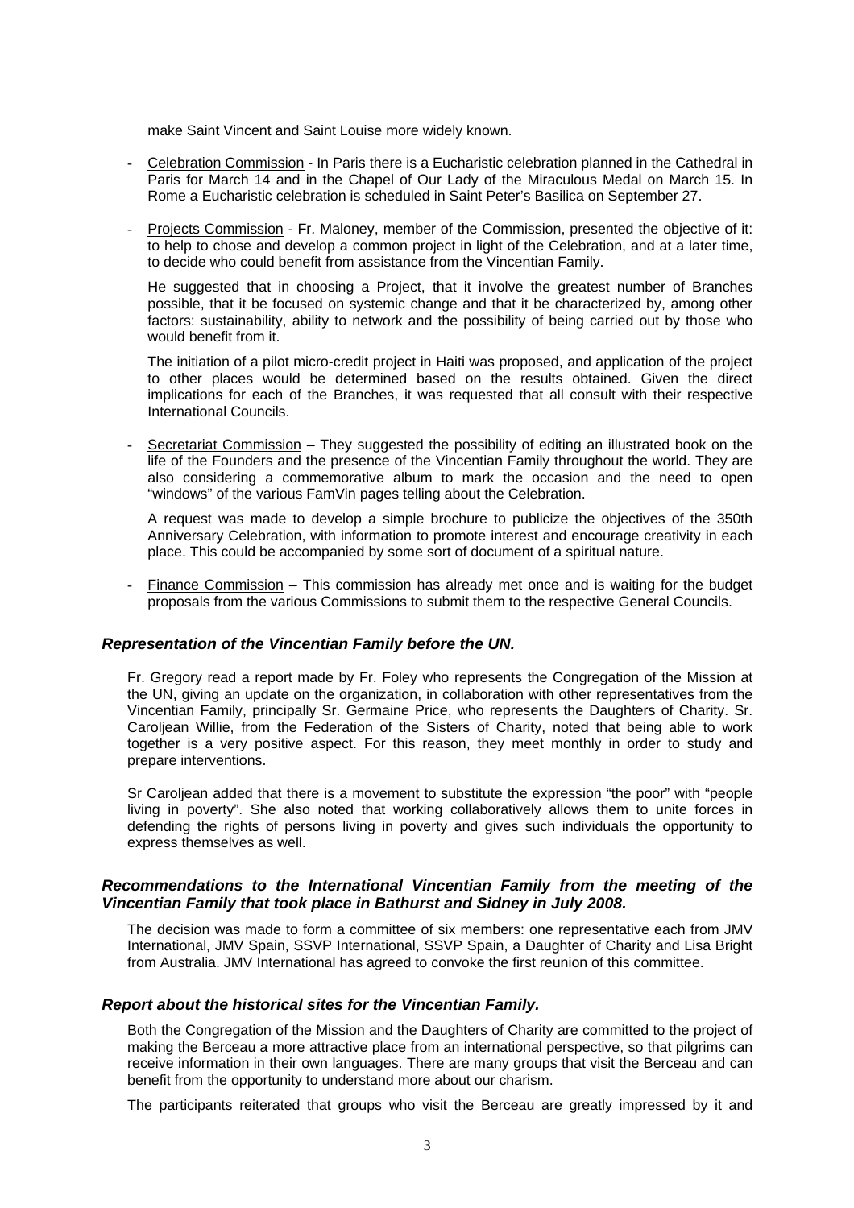make Saint Vincent and Saint Louise more widely known.

- Celebration Commission - In Paris there is a Eucharistic celebration planned in the Cathedral in Paris for March 14 and in the Chapel of Our Lady of the Miraculous Medal on March 15. In Rome a Eucharistic celebration is scheduled in Saint Peter's Basilica on September 27.

- Projects Commission - Fr. Maloney, member of the Commission, presented the objective of it: to help to chose and develop a common project in light of the Celebration, and at a later time, to decide who could benefit from assistance from the Vincentian Family.

  He suggested that in choosing a Project, that it involve the greatest number of Branches possible, that it be focused on systemic change and that it be characterized by, among other factors: sustainability, ability to network and the possibility of being carried out by those who would benefit from it.

  The initiation of a pilot micro-credit project in Haiti was proposed, and application of the project to other places would be determined based on the results obtained. Given the direct implications for each of the Branches, it was requested that all consult with their respective International Councils.

- Secretariat Commission – They suggested the possibility of editing an illustrated book on the life of the Founders and the presence of the Vincentian Family throughout the world. They are also considering a commemorative album to mark the occasion and the need to open "windows" of the various FamVin pages telling about the Celebration.

  A request was made to develop a simple brochure to publicize the objectives of the 350th Anniversary Celebration, with information to promote interest and encourage creativity in each place. This could be accompanied by some sort of document of a spiritual nature.

- Finance Commission – This commission has already met once and is waiting for the budget proposals from the various Commissions to submit them to the respective General Councils.

### *Representation of the Vincentian Family before the UN.*

Fr. Gregory read a report made by Fr. Foley who represents the Congregation of the Mission at the UN, giving an update on the organization, in collaboration with other representatives from the Vincentian Family, principally Sr. Germaine Price, who represents the Daughters of Charity. Sr. Caroljean Willie, from the Federation of the Sisters of Charity, noted that being able to work together is a very positive aspect. For this reason, they meet monthly in order to study and prepare interventions.

Sr Caroljean added that there is a movement to substitute the expression "the poor" with "people living in poverty". She also noted that working collaboratively allows them to unite forces in defending the rights of persons living in poverty and gives such individuals the opportunity to express themselves as well.

### *Recommendations to the International Vincentian Family from the meeting of the Vincentian Family that took place in Bathurst and Sidney in July 2008.*

The decision was made to form a committee of six members: one representative each from JMV International, JMV Spain, SSVP International, SSVP Spain, a Daughter of Charity and Lisa Bright from Australia. JMV International has agreed to convoke the first reunion of this committee.

### *Report about the historical sites for the Vincentian Family.*

Both the Congregation of the Mission and the Daughters of Charity are committed to the project of making the Berceau a more attractive place from an international perspective, so that pilgrims can receive information in their own languages. There are many groups that visit the Berceau and can benefit from the opportunity to understand more about our charism.

The participants reiterated that groups who visit the Berceau are greatly impressed by it and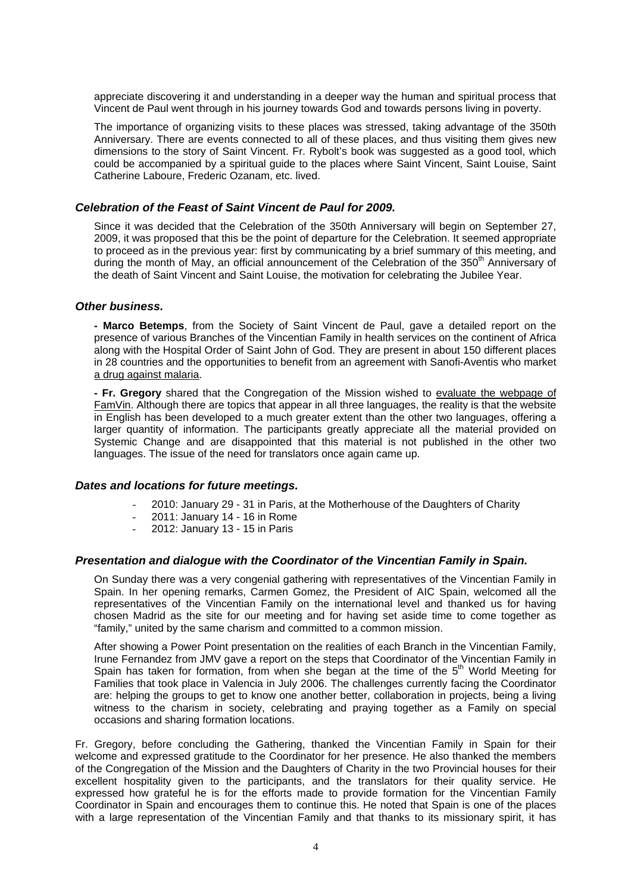appreciate discovering it and understanding in a deeper way the human and spiritual process that Vincent de Paul went through in his journey towards God and towards persons living in poverty.

The importance of organizing visits to these places was stressed, taking advantage of the 350th Anniversary. There are events connected to all of these places, and thus visiting them gives new dimensions to the story of Saint Vincent. Fr. Rybolt's book was suggested as a good tool, which could be accompanied by a spiritual guide to the places where Saint Vincent, Saint Louise, Saint Catherine Laboure, Frederic Ozanam, etc. lived.

### *Celebration of the Feast of Saint Vincent de Paul for 2009.*

Since it was decided that the Celebration of the 350th Anniversary will begin on September 27, 2009, it was proposed that this be the point of departure for the Celebration. It seemed appropriate to proceed as in the previous year: first by communicating by a brief summary of this meeting, and during the month of May, an official announcement of the Celebration of the 350th Anniversary of the death of Saint Vincent and Saint Louise, the motivation for celebrating the Jubilee Year.

### *Other business.*

**- Marco Betemps**, from the Society of Saint Vincent de Paul, gave a detailed report on the presence of various Branches of the Vincentian Family in health services on the continent of Africa along with the Hospital Order of Saint John of God. They are present in about 150 different places in 28 countries and the opportunities to benefit from an agreement with Sanofi-Aventis who market a drug against malaria.

**- Fr. Gregory** shared that the Congregation of the Mission wished to evaluate the webpage of FamVin. Although there are topics that appear in all three languages, the reality is that the website in English has been developed to a much greater extent than the other two languages, offering a larger quantity of information. The participants greatly appreciate all the material provided on Systemic Change and are disappointed that this material is not published in the other two languages. The issue of the need for translators once again came up.

### *Dates and locations for future meetings.*

- 2010: January 29 - 31 in Paris, at the Motherhouse of the Daughters of Charity
- 2011: January 14 - 16 in Rome
- 2012: January 13 - 15 in Paris

### *Presentation and dialogue with the Coordinator of the Vincentian Family in Spain.*

On Sunday there was a very congenial gathering with representatives of the Vincentian Family in Spain. In her opening remarks, Carmen Gomez, the President of AIC Spain, welcomed all the representatives of the Vincentian Family on the international level and thanked us for having chosen Madrid as the site for our meeting and for having set aside time to come together as "family," united by the same charism and committed to a common mission.

After showing a Power Point presentation on the realities of each Branch in the Vincentian Family, Irune Fernandez from JMV gave a report on the steps that Coordinator of the Vincentian Family in Spain has taken for formation, from when she began at the time of the 5th World Meeting for Families that took place in Valencia in July 2006. The challenges currently facing the Coordinator are: helping the groups to get to know one another better, collaboration in projects, being a living witness to the charism in society, celebrating and praying together as a Family on special occasions and sharing formation locations.

Fr. Gregory, before concluding the Gathering, thanked the Vincentian Family in Spain for their welcome and expressed gratitude to the Coordinator for her presence. He also thanked the members of the Congregation of the Mission and the Daughters of Charity in the two Provincial houses for their excellent hospitality given to the participants, and the translators for their quality service. He expressed how grateful he is for the efforts made to provide formation for the Vincentian Family Coordinator in Spain and encourages them to continue this. He noted that Spain is one of the places with a large representation of the Vincentian Family and that thanks to its missionary spirit, it has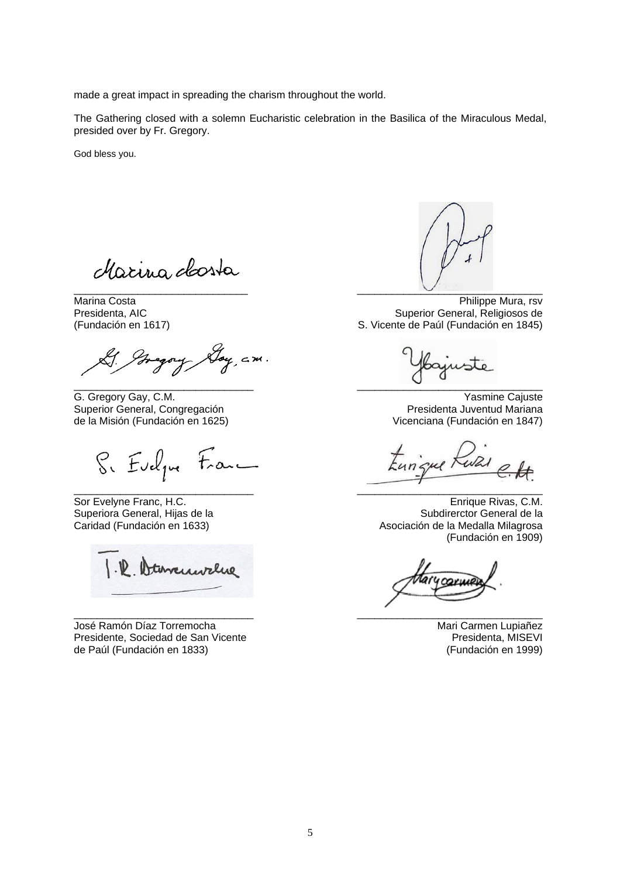made a great impact in spreading the charism throughout the world.

The Gathering closed with a solemn Eucharistic celebration in the Basilica of the Miraculous Medal, presided over by Fr. Gregory.

God bless you.

Marina Costa
Presidenta, AIC
(Fundación en 1617)

Philippe Mura, rsv
Superior General, Religiosos de S. Vicente de Paúl (Fundación en 1845)

G. Gregory Gay, C.M.
Superior General, Congregación de la Misión (Fundación en 1625)

Yasmine Cajuste
Presidenta Juventud Mariana Vicenciana (Fundación en 1847)

Sor Evelyne Franc, H.C.
Superiora General, Hijas de la Caridad (Fundación en 1633)

Enrique Rivas, C.M.
Subdirerctor General de la Asociación de la Medalla Milagrosa (Fundación en 1909)

José Ramón Díaz Torremocha
Presidente, Sociedad de San Vicente de Paúl (Fundación en 1833)

Mari Carmen Lupiañez
Presidenta, MISEVI
(Fundación en 1999)